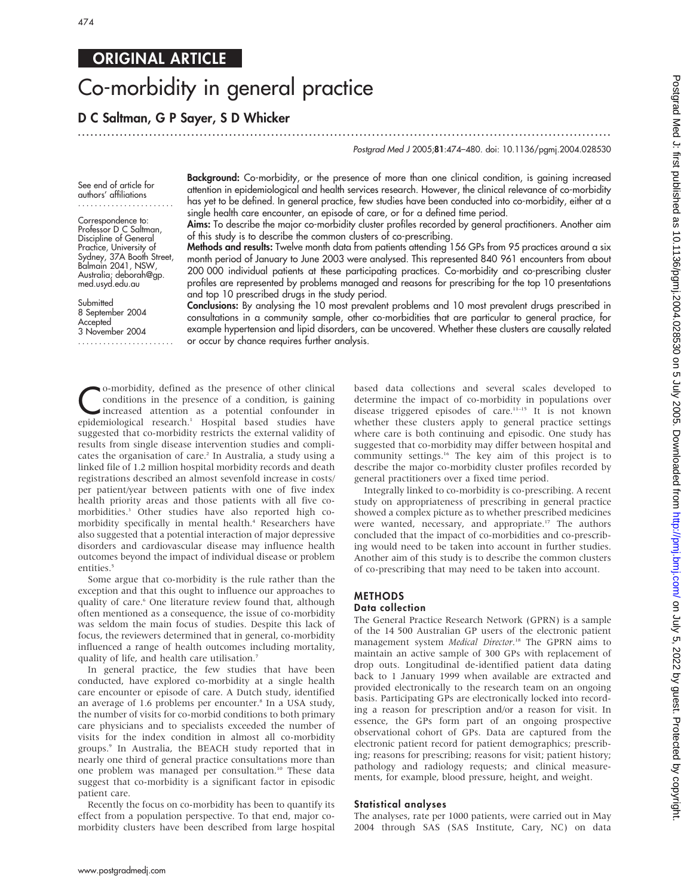ORIGINAL ARTICLE

# Co-morbidity in general practice

**D C Saltman, G P Sayer, S D Whicker**

See end of article for authors' affiliations

Correspondence to: Professor D C Saltman, Discipline of General Practice, University of Sydney, 37A Booth Street, Balmain 2041, NSW, Australia; deborah@gp.med.usyd.edu.au

Submitted 8 September 2004
Accepted 3 November 2004

**Background:** Co-morbidity, or the presence of more than one clinical condition, is gaining increased attention in epidemiological and health services research. However, the clinical relevance of co-morbidity has yet to be defined. In general practice, few studies have been conducted into co-morbidity, either at a single health care encounter, an episode of care, or for a defined time period.

**Aims:** To describe the major co-morbidity cluster profiles recorded by general practitioners. Another aim of this study is to describe the common clusters of co-prescribing.

**Methods and results:** Twelve month data from patients attending 156 GPs from 95 practices around a six month period of January to June 2003 were analysed. This represented 840 961 encounters from about 200 000 individual patients at these participating practices. Co-morbidity and co-prescribing cluster profiles are represented by problems managed and reasons for prescribing for the top 10 presentations and top 10 prescribed drugs in the study period.

**Conclusions:** By analysing the 10 most prevalent problems and 10 most prevalent drugs prescribed in consultations in a community sample, other co-morbidities that are particular to general practice, for example hypertension and lipid disorders, can be uncovered. Whether these clusters are causally related or occur by chance requires further analysis.

Co-morbidity, defined as the presence of other clinical conditions in the presence of a condition, is gaining increased attention as a potential confounder in epidemiological research.[1] Hospital based studies have suggested that co-morbidity restricts the external validity of results from single disease intervention studies and complicates the organisation of care.[2] In Australia, a study using a linked file of 1.2 million hospital morbidity records and death registrations described an almost sevenfold increase in costs/per patient/year between patients with one of five index health priority areas and those patients with all five co-morbidities.[3] Other studies have also reported high co-morbidity specifically in mental health.[4] Researchers have also suggested that a potential interaction of major depressive disorders and cardiovascular disease may influence health outcomes beyond the impact of individual disease or problem entities.[5]

Some argue that co-morbidity is the rule rather than the exception and that this ought to influence our approaches to quality of care.[6] One literature review found that, although often mentioned as a consequence, the issue of co-morbidity was seldom the main focus of studies. Despite this lack of focus, the reviewers determined that in general, co-morbidity influenced a range of health outcomes including mortality, quality of life, and health care utilisation.[7]

In general practice, the few studies that have been conducted, have explored co-morbidity at a single health care encounter or episode of care. A Dutch study, identified an average of 1.6 problems per encounter.[8] In a USA study, the number of visits for co-morbid conditions to both primary care physicians and to specialists exceeded the number of visits for the index condition in almost all co-morbidity groups.[9] In Australia, the BEACH study reported that in nearly one third of general practice consultations more than one problem was managed per consultation.[10] These data suggest that co-morbidity is a significant factor in episodic patient care.

Recently the focus on co-morbidity has been to quantify its effect from a population perspective. To that end, major co-morbidity clusters have been described from large hospital based data collections and several scales developed to determine the impact of co-morbidity in populations over disease triggered episodes of care.[11–15] It is not known whether these clusters apply to general practice settings where care is both continuing and episodic. One study has suggested that co-morbidity may differ between hospital and community settings.[16] The key aim of this project is to describe the major co-morbidity cluster profiles recorded by general practitioners over a fixed time period.

Integrally linked to co-morbidity is co-prescribing. A recent study on appropriateness of prescribing in general practice showed a complex picture as to whether prescribed medicines were wanted, necessary, and appropriate.[17] The authors concluded that the impact of co-morbidities and co-prescribing would need to be taken into account in further studies. Another aim of this study is to describe the common clusters of co-prescribing that may need to be taken into account.

## METHODS

### Data collection

The General Practice Research Network (GPRN) is a sample of the 14 500 Australian GP users of the electronic patient management system *Medical Director*.[18] The GPRN aims to maintain an active sample of 300 GPs with replacement of drop outs. Longitudinal de-identified patient data dating back to 1 January 1999 when available are extracted and provided electronically to the research team on an ongoing basis. Participating GPs are electronically locked into recording a reason for prescription and/or a reason for visit. In essence, the GPs form part of an ongoing prospective observational cohort of GPs. Data are captured from the electronic patient record for patient demographics; prescribing; reasons for prescribing; reasons for visit; patient history; pathology and radiology requests; and clinical measurements, for example, blood pressure, height, and weight.

### Statistical analyses

The analyses, rate per 1000 patients, were carried out in May 2004 through SAS (SAS Institute, Cary, NC) on data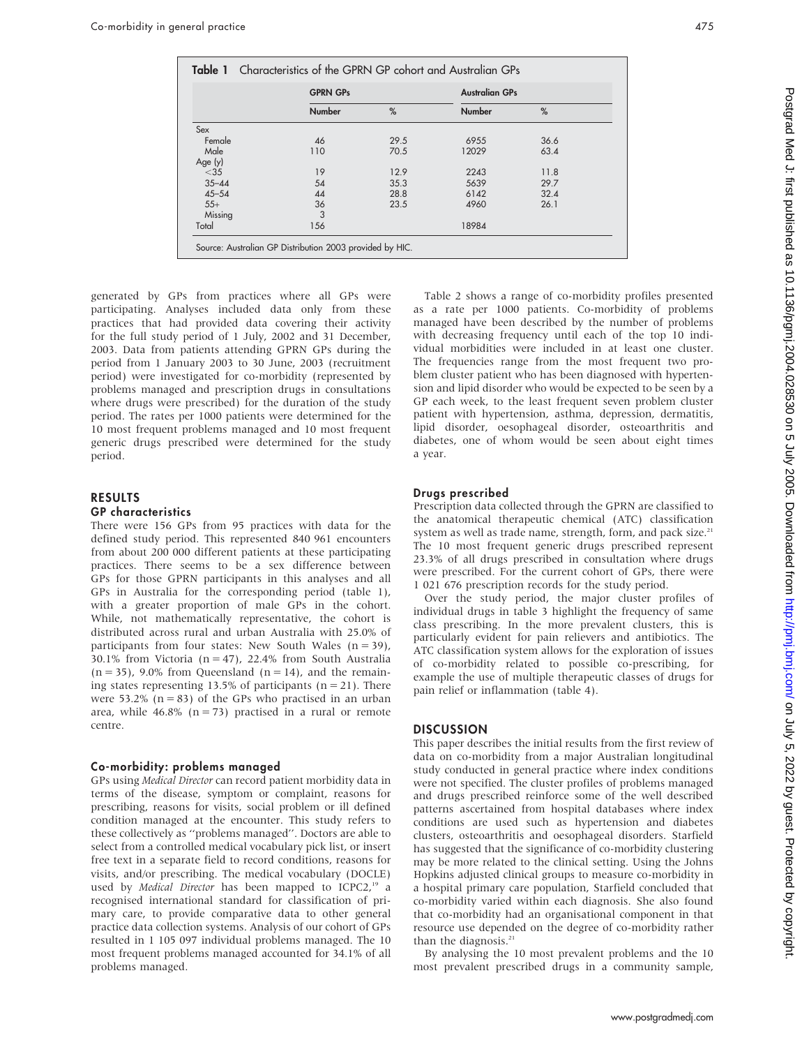**Table 1** Characteristics of the GPRN GP cohort and Australian GPs

| | GPRN GPs | | Australian GPs | |
|---|---|---|---|---|
| | Number | % | Number | % |
| Sex | | | | |
| Female | 46 | 29.5 | 6955 | 36.6 |
| Male | 110 | 70.5 | 12029 | 63.4 |
| Age (y) | | | | |
| <35 | 19 | 12.9 | 2243 | 11.8 |
| 35–44 | 54 | 35.3 | 5639 | 29.7 |
| 45–54 | 44 | 28.8 | 6142 | 32.4 |
| 55+ | 36 | 23.5 | 4960 | 26.1 |
| Missing | 3 | | | |
| Total | 156 | | 18984 | |

Source: Australian GP Distribution 2003 provided by HIC.

generated by GPs from practices where all GPs were participating. Analyses included data only from these practices that had provided data covering their activity for the full study period of 1 July, 2002 and 31 December, 2003. Data from patients attending GPRN GPs during the period from 1 January 2003 to 30 June, 2003 (recruitment period) were investigated for co-morbidity (represented by problems managed and prescription drugs in consultations where drugs were prescribed) for the duration of the study period. The rates per 1000 patients were determined for the 10 most frequent problems managed and 10 most frequent generic drugs prescribed were determined for the study period.

## RESULTS

### GP characteristics

There were 156 GPs from 95 practices with data for the defined study period. This represented 840 961 encounters from about 200 000 different patients at these participating practices. There seems to be a sex difference between GPs for those GPRN participants in this analyses and all GPs in Australia for the corresponding period (table 1), with a greater proportion of male GPs in the cohort. While, not mathematically representative, the cohort is distributed across rural and urban Australia with 25.0% of participants from four states: New South Wales (n = 39), 30.1% from Victoria (n = 47), 22.4% from South Australia (n = 35), 9.0% from Queensland (n = 14), and the remaining states representing 13.5% of participants (n = 21). There were 53.2% (n = 83) of the GPs who practised in an urban area, while 46.8% (n = 73) practised in a rural or remote centre.

### Co-morbidity: problems managed

GPs using *Medical Director* can record patient morbidity data in terms of the disease, symptom or complaint, reasons for prescribing, reasons for visits, social problem or ill defined condition managed at the encounter. This study refers to these collectively as "problems managed". Doctors are able to select from a controlled medical vocabulary pick list, or insert free text in a separate field to record conditions, reasons for visits, and/or prescribing. The medical vocabulary (DOCLE) used by *Medical Director* has been mapped to ICPC2,[19] a recognised international standard for classification of primary care, to provide comparative data to other general practice data collection systems. Analysis of our cohort of GPs resulted in 1 105 097 individual problems managed. The 10 most frequent problems managed accounted for 34.1% of all problems managed.

Table 2 shows a range of co-morbidity profiles presented as a rate per 1000 patients. Co-morbidity of problems managed have been described by the number of problems with decreasing frequency until each of the top 10 individual morbidities were included in at least one cluster. The frequencies range from the most frequent two problem cluster patient who has been diagnosed with hypertension and lipid disorder who would be expected to be seen by a GP each week, to the least frequent seven problem cluster patient with hypertension, asthma, depression, dermatitis, lipid disorder, oesophageal disorder, osteoarthritis and diabetes, one of whom would be seen about eight times a year.

### Drugs prescribed

Prescription data collected through the GPRN are classified to the anatomical therapeutic chemical (ATC) classification system as well as trade name, strength, form, and pack size.[21] The 10 most frequent generic drugs prescribed represent 23.3% of all drugs prescribed in consultation where drugs were prescribed. For the current cohort of GPs, there were 1 021 676 prescription records for the study period.

Over the study period, the major cluster profiles of individual drugs in table 3 highlight the frequency of same class prescribing. In the more prevalent clusters, this is particularly evident for pain relievers and antibiotics. The ATC classification system allows for the exploration of issues of co-morbidity related to possible co-prescribing, for example the use of multiple therapeutic classes of drugs for pain relief or inflammation (table 4).

## DISCUSSION

This paper describes the initial results from the first review of data on co-morbidity from a major Australian longitudinal study conducted in general practice where index conditions were not specified. The cluster profiles of problems managed and drugs prescribed reinforce some of the well described patterns ascertained from hospital databases where index conditions are used such as hypertension and diabetes clusters, osteoarthritis and oesophageal disorders. Starfield has suggested that the significance of co-morbidity clustering may be more related to the clinical setting. Using the Johns Hopkins adjusted clinical groups to measure co-morbidity in a hospital primary care population, Starfield concluded that co-morbidity varied within each diagnosis. She also found that co-morbidity had an organisational component in that resource use depended on the degree of co-morbidity rather than the diagnosis.[21]

By analysing the 10 most prevalent problems and the 10 most prevalent prescribed drugs in a community sample,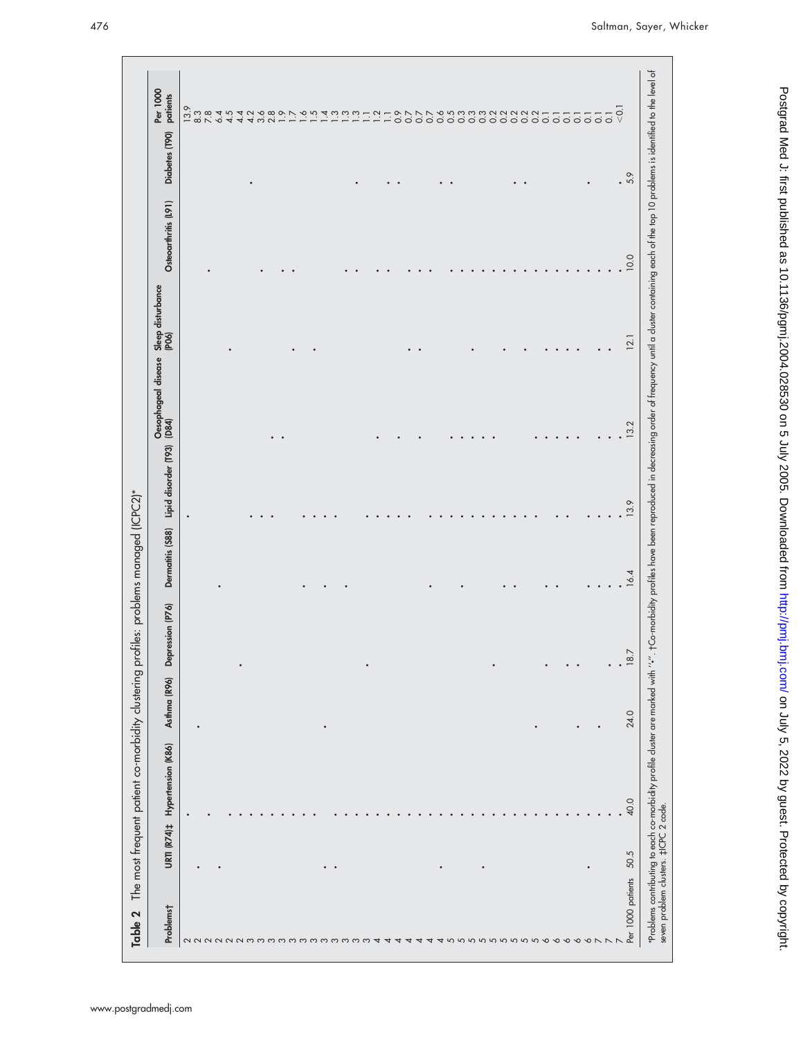**Table 2** The most frequent patient co-morbidity clustering profiles: problems managed (ICPC2)*

| Problems† | URTI (R74)‡ | Hypertension (K86) | Asthma (R96) | Depression (P76) | Dermatitis (S88) | Lipid disorder (T93) | Oesophageal disease (D84) | Sleep disturbance (P06) | Osteoarthritis (L91) | Diabetes (T90) | Per 1000 patients |
|---|---|---|---|---|---|---|---|---|---|---|---|
| 2 | | • | | | | • | | | | | 13.9 |
| 2 | • | | • | | | | | | | | 8.3 |
| 2 | | • | | | | | | | • | | 7.8 |
| 2 | • | | | | • | | | | | | 6.4 |
| 2 | | • | | | | | | • | | | 4.5 |
| 2 | | • | | • | | | | | | | 4.4 |
| 3 | | • | | | | • | | | | • | 4.2 |
| 3 | | • | | | | • | | | • | | 3.6 |
| 3 | | • | | | | • | • | | | | 2.8 |
| 3 | | • | | | | | • | | • | | 1.9 |
| 3 | | • | | | | | | • | • | | 1.7 |
| 3 | | • | | | • | • | | | | | 1.6 |
| 3 | | • | | | | • | | • | | | 1.5 |
| 3 | • | | • | | • | | | | | | 1.4 |
| 3 | • | • | | | | • | | | | | 1.3 |
| 3 | | • | | | • | | | | • | | 1.3 |
| 3 | | • | | | | | | | • | • | 1.1 |
| 3 | | • | | • | | • | | | | | 1.2 |
| 4 | | • | | | | • | • | | • | | 1.1 |
| 4 | | • | | | | • | | | • | • | 0.9 |
| 4 | | • | | | | • | • | | | • | 0.7 |
| 4 | | • | | | | • | | • | • | | 0.7 |
| 4 | | • | | | | | • | • | • | | 0.7 |
| 4 | | • | | | • | • | | | • | | 0.6 |
| 4 | • | • | | | | • | | | | • | 0.5 |
| 5 | | • | | | | • | • | | • | • | 0.3 |
| 5 | | • | | | • | • | • | | • | | 0.3 |
| 5 | | • | | | | • | • | • | • | | 0.3 |
| 5 | • | • | | | | • | • | | • | | 0.2 |
| 5 | | • | | • | | • | • | | • | | 0.2 |
| 5 | | • | | | • | • | | • | • | | 0.2 |
| 5 | | • | | | • | • | | | • | • | 0.2 |
| 5 | | • | | | | • | | • | • | • | 0.2 |
| 5 | | • | • | | | • | • | | • | | 0.1 |
| 6 | | • | | • | • | | • | • | • | | 0.1 |
| 6 | | • | | | • | • | • | • | • | | 0.1 |
| 6 | | • | | • | | • | • | • | • | | 0.1 |
| 6 | | • | • | • | | | • | • | • | | 0.1 |
| 7 | • | • | | | • | • | • | | • | • | 0.1 |
| 7 | | • | • | | • | • | • | • | • | | 0.1 |
| 7 | | • | | • | • | • | • | • | • | • | <0.1 |
| Per 1000 patients | 50.5 | 40.0 | 24.0 | 18.7 | 16.4 | 13.9 | 13.2 | 12.1 | 10.0 | 5.9 | |

*Problems contributing to each co-morbidity profile cluster are marked with "•". †Co-morbidity profiles have been reproduced in decreasing order of frequency until a cluster containing each of the top 10 problems is identified to the level of seven problem clusters. ‡ICPC 2 code.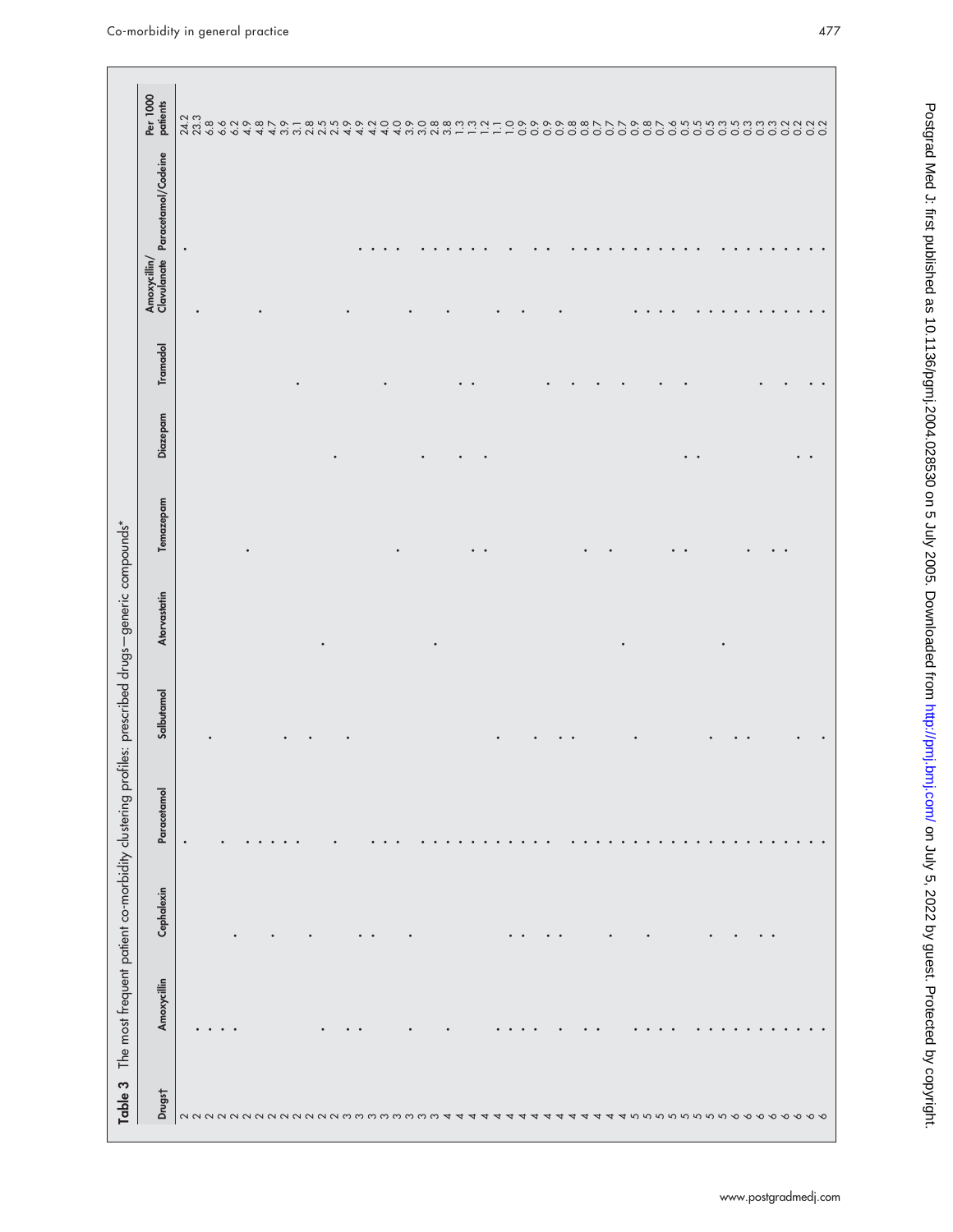**Table 3** The most frequent patient co-morbidity clustering profiles: prescribed drugs—generic compounds*

| Drugs† | Amoxycillin | Cephalexin | Paracetamol | Salbutamol | Atorvastatin | Temazepam | Diazepam | Tramadol | Amoxycillin/ Clavulanate | Paracetamol/Codeine | Per 1000 patients |
|---|---|---|---|---|---|---|---|---|---|---|---|
| 2 | | | • | | | | | | | • | 24.2 |
| 2 | • | | | | | | | | • | | 23.3 |
| 2 | • | | | • | | | | | | | 6.8 |
| 2 | • | | • | | | | | | | | 6.6 |
| 2 | • | • | | | | | | | | | 6.2 |
| 2 | | | • | | | • | | | | | 4.9 |
| 2 | | | • | | | | | | • | | 4.8 |
| 2 | | • | • | | | | | | | | 4.7 |
| 2 | | | • | • | | | | | | | 3.9 |
| 2 | | | • | | | | | • | | | 3.1 |
| 2 | | • | | • | | | | | | | 2.8 |
| 2 | • | | | | • | | | | | | 2.5 |
| 2 | | | • | | | | • | | | | 2.5 |
| 3 | • | | | • | | | | | • | | 4.9 |
| 3 | • | • | | | | | | | | • | 4.9 |
| 3 | | • | • | | | | | | | • | 4.2 |
| 3 | | | • | | | | | • | | • | 4.0 |
| 3 | | | • | | | • | | | | • | 4.0 |
| 3 | • | • | | | | | | | • | | 3.9 |
| 3 | | | • | | | | • | | | • | 3.0 |
| 3 | | | • | | • | | | | | • | 2.8 |
| 4 | • | | • | | | | | | • | • | 3.8 |
| 4 | | | • | | | | • | • | | • | 1.3 |
| 4 | | | • | | | • | | • | | • | 1.3 |
| 4 | | | • | | | • | • | | | • | 1.2 |
| 4 | • | | • | • | | | | | • | | 1.1 |
| 4 | • | • | • | | | | | | | • | 1.0 |
| 4 | • | • | • | | | | | | • | | 0.9 |
| 4 | • | | • | • | | | | | | • | 0.9 |
| 4 | | • | • | | | | | • | | • | 0.9 |
| 4 | • | • | | • | | | | | • | | 0.9 |
| 4 | | | • | • | | | | • | | • | 0.8 |
| 4 | • | | • | | | • | | | | • | 0.8 |
| 4 | • | | • | | | | | • | | • | 0.7 |
| 4 | | • | • | | | • | | | | • | 0.7 |
| 4 | | | • | | • | | | • | | • | 0.7 |
| 5 | • | | • | • | | | | | • | • | 0.9 |
| 5 | • | • | • | | | | | | • | • | 0.8 |
| 5 | • | | • | | | | | • | • | • | 0.7 |
| 5 | • | | • | | | • | | | • | • | 0.6 |
| 5 | | | • | | | • | • | • | | • | 0.5 |
| 5 | • | | • | | | | • | | • | • | 0.5 |
| 5 | • | • | • | • | | | | | • | | 0.5 |
| 5 | • | | • | | • | | | | • | • | 0.3 |
| 6 | • | • | • | • | | | | | • | • | 0.5 |
| 6 | • | | • | • | | • | | | • | • | 0.3 |
| 6 | • | • | • | | | | | • | • | • | 0.3 |
| 6 | • | • | • | | | • | | | • | • | 0.3 |
| 6 | • | | • | | | • | | • | • | • | 0.2 |
| 6 | • | | • | • | | | • | | • | • | 0.2 |
| 6 | • | | • | | | | • | • | • | • | 0.2 |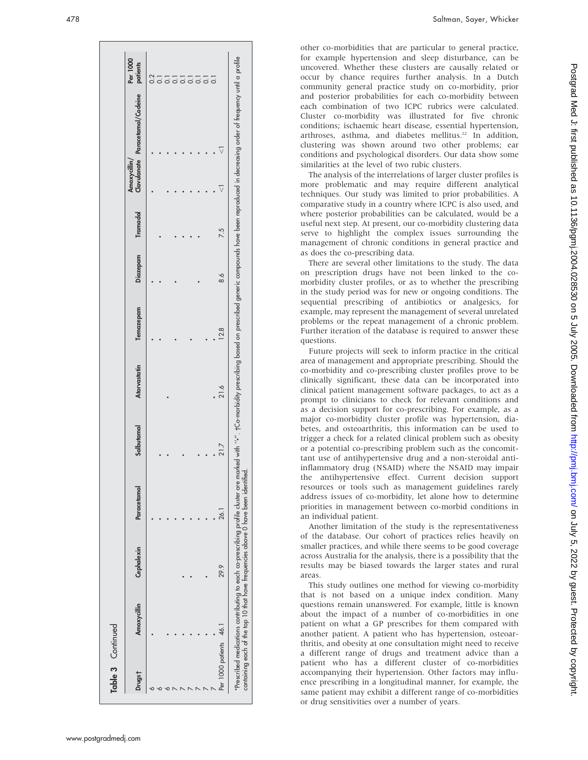**Table 3** Continued

| Drugs† | Amoxycillin | Cephalexin | Paracetamol | Salbutamol | Atorvastatin | Temazepam | Diazepam | Tramadol | Amoxycillin/ Clavulanate | Paracetamol/Codeine | Per 1000 patients |
|---|---|---|---|---|---|---|---|---|---|---|---|
| 6 | • | | • | | | • | • | | • | • | 0.2 |
| 6 | | | • | • | | • | • | • | | • | 0.1 |
| 6 | • | | • | • | • | | | | • | • | 0.1 |
| 7 | • | | • | | | • | • | • | • | • | 0.1 |
| 7 | • | • | • | • | | | | • | • | • | 0.1 |
| 7 | • | • | • | | | • | | • | • | • | 0.1 |
| 7 | • | | • | • | | | • | • | • | • | 0.1 |
| 7 | • | • | • | • | | • | | | • | • | 0.1 |
| 7 | • | | • | • | • | • | | | • | • | 0.1 |
| Per 1000 patients | 46.1 | 29.9 | 26.1 | 21.7 | 21.6 | 12.8 | 8.6 | 7.5 | <1 | <1 | |

*Prescribed medications contributing to each co-prescribing profile cluster are marked with "•". †Co-morbidity prescribing based on prescribed generic compounds have been reproduced in decreasing order of frequency until a profile containing each of the top 10 that have frequencies above 0 have been identified.

other co-morbidities that are particular to general practice, for example hypertension and sleep disturbance, can be uncovered. Whether these clusters are causally related or occur by chance requires further analysis. In a Dutch community general practice study on co-morbidity, prior and posterior probabilities for each co-morbidity between each combination of two ICPC rubrics were calculated. Cluster co-morbidity was illustrated for five chronic conditions; ischaemic heart disease, essential hypertension, arthroses, asthma, and diabetes mellitus.[22] In addition, clustering was shown around two other problems; ear conditions and psychological disorders. Our data show some similarities at the level of two rubic clusters.

The analysis of the interrelations of larger cluster profiles is more problematic and may require different analytical techniques. Our study was limited to prior probabilities. A comparative study in a country where ICPC is also used, and where posterior probabilities can be calculated, would be a useful next step. At present, our co-morbidity clustering data serve to highlight the complex issues surrounding the management of chronic conditions in general practice and as does the co-prescribing data.

There are several other limitations to the study. The data on prescription drugs have not been linked to the co-morbidity cluster profiles, or as to whether the prescribing in the study period was for new or ongoing conditions. The sequential prescribing of antibiotics or analgesics, for example, may represent the management of several unrelated problems or the repeat management of a chronic problem. Further iteration of the database is required to answer these questions.

Future projects will seek to inform practice in the critical area of management and appropriate prescribing. Should the co-morbidity and co-prescribing cluster profiles prove to be clinically significant, these data can be incorporated into clinical patient management software packages, to act as a prompt to clinicians to check for relevant conditions and as a decision support for co-prescribing. For example, as a major co-morbidity cluster profile was hypertension, diabetes, and osteoarthritis, this information can be used to trigger a check for a related clinical problem such as obesity or a potential co-prescribing problem such as the concomitant use of antihypertensive drug and a non-steroidal anti-inflammatory drug (NSAID) where the NSAID may impair the antihypertensive effect. Current decision support resources or tools such as management guidelines rarely address issues of co-morbidity, let alone how to determine priorities in management between co-morbid conditions in an individual patient.

Another limitation of the study is the representativeness of the database. Our cohort of practices relies heavily on smaller practices, and while there seems to be good coverage across Australia for the analysis, there is a possibility that the results may be biased towards the larger states and rural areas.

This study outlines one method for viewing co-morbidity that is not based on a unique index condition. Many questions remain unanswered. For example, little is known about the impact of a number of co-morbidities in one patient on what a GP prescribes for them compared with another patient. A patient who has hypertension, osteoarthritis, and obesity at one consultation might need to receive a different range of drugs and treatment advice than a patient who has a different cluster of co-morbidities accompanying their hypertension. Other factors may influence prescribing in a longitudinal manner, for example, the same patient may exhibit a different range of co-morbidities or drug sensitivities over a number of years.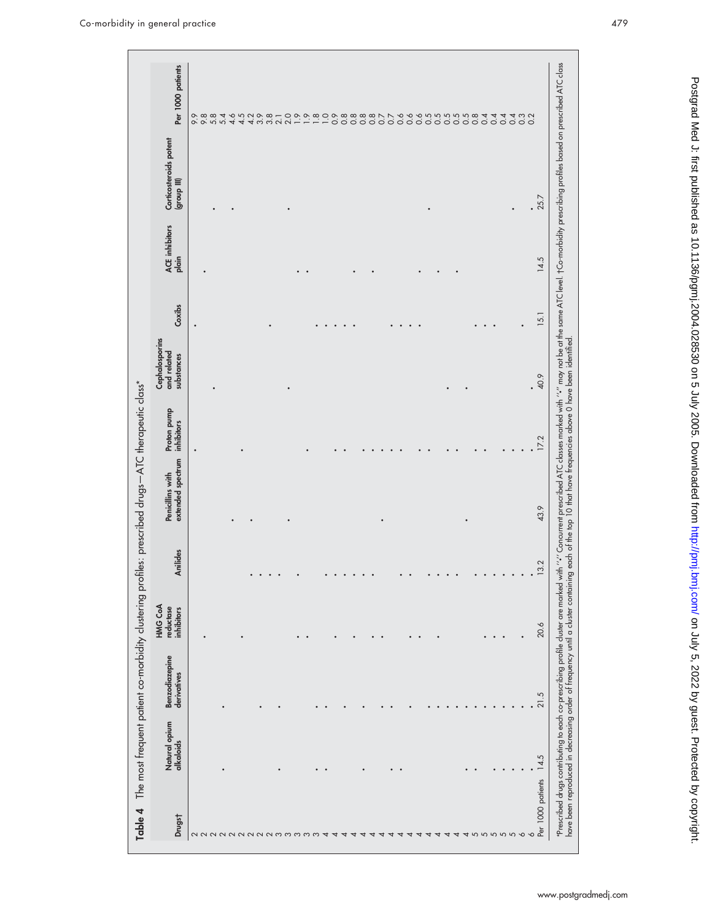**Table 4** The most frequent patient co-morbidity clustering profiles: prescribed drugs—ATC therapeutic class*

| Drugs† | Natural opium alkaloids | Benzodiazepine derivatives | HMG CoA reductase inhibitors | Anilides | Penicillins with extended spectrum | Proton pump inhibitors | Cephalosporins and related substances | Coxibs | ACE inhibitors plain | Corticosteroids potent (group III) | Per 1000 patients |
|---|---|---|---|---|---|---|---|---|---|---|---|
| 2 | | | | | | • | | • | | | 9.9 |
| 2 | | | • | | | | | | • | | 9.8 |
| 2 | | | | | | | • | | | • | 5.8 |
| 2 | • | • | | | | | | | | | 5.4 |
| 2 | | | | | • | | | | | • | 4.6 |
| 2 | | | • | | | • | | | | | 4.5 |
| 2 | | | | • | • | | | | | | 4.2 |
| 2 | | • | | • | | | | | | | 3.9 |
| 2 | | | | • | | | | • | | | 3.8 |
| 3 | • | • | | • | | | | | | | 2.1 |
| 3 | | | | | • | | • | | | • | 2.0 |
| 3 | | | • | • | | | | | • | | 1.9 |
| 3 | | | • | | | • | | | • | | 1.9 |
| 4 | • | • | | | | | | • | | | 1.8 |
| 4 | • | • | | • | | | | • | | | 1.0 |
| 4 | | | • | • | | • | | • | | | 0.9 |
| 4 | | • | | • | | • | | • | | | 0.8 |
| 4 | | | • | • | | | | • | • | | 0.8 |
| 4 | • | • | | • | | • | | | | | 0.8 |
| 4 | | | • | • | | • | | | • | | 0.8 |
| 4 | | • | • | | • | • | | | | | 0.7 |
| 4 | • | • | | | | • | | • | | | 0.7 |
| 4 | • | | | • | | • | | • | | | 0.6 |
| 4 | | • | • | • | | | | • | | | 0.6 |
| 4 | | | • | | | • | | • | • | | 0.6 |
| 4 | | • | | • | | • | | | | • | 0.5 |
| 4 | | • | • | • | | | | | • | | 0.5 |
| 4 | | • | | • | | • | • | | | | 0.5 |
| 4 | | • | | • | | • | | | • | | 0.5 |
| 4 | • | • | | | • | | • | | | | 0.5 |
| 5 | • | • | • | • | | • | | | | | 0.8 |
| 5 | | • | • | • | | • | | • | | | 0.4 |
| 5 | • | • | • | • | | | | • | | | 0.4 |
| 5 | • | • | | • | | • | | • | | | 0.4 |
| 5 | • | • | | • | | • | | | | • | 0.4 |
| 6 | • | • | • | • | | • | | • | | | 0.3 |
| 6 | • | • | | • | | • | • | | | • | 0.2 |
| Per 1000 patients | 14.5 | 21.5 | 20.6 | 13.2 | 43.9 | 17.2 | 40.9 | 15.1 | 14.5 | 25.7 | |

*Prescribed drugs contributing to each co-prescribing profile cluster are marked with "•." Concurrent prescribed ATC classes marked with "•" may not be at the same ATC level. †Co-morbidity prescribing profiles based on prescribed ATC class have been reproduced in decreasing order of frequency until a cluster containing each of the top 10 that have frequencies above 0 have been identified.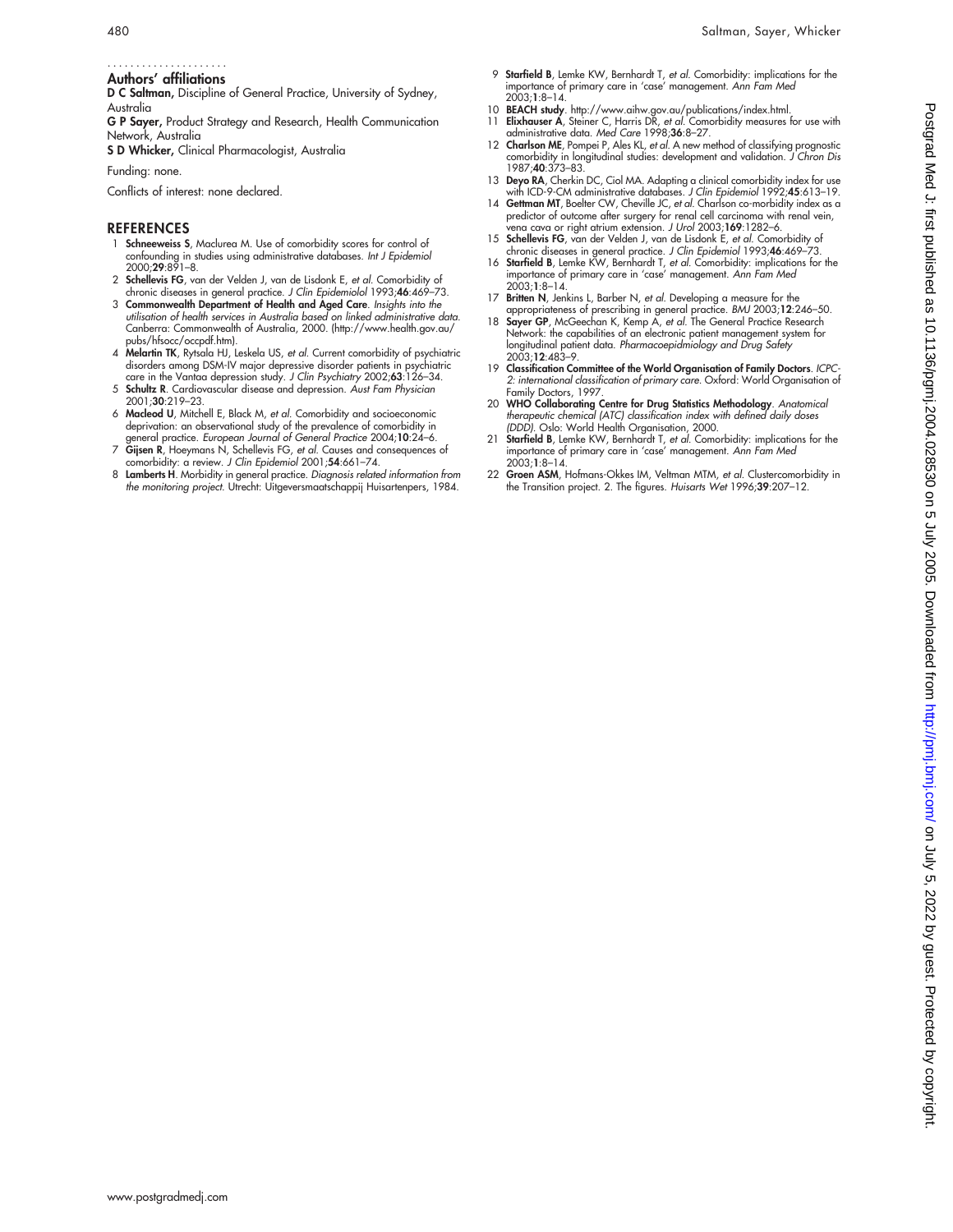### Authors' affiliations

**D C Saltman,** Discipline of General Practice, University of Sydney, Australia

**G P Sayer,** Product Strategy and Research, Health Communication Network, Australia

**S D Whicker,** Clinical Pharmacologist, Australia

Funding: none.

Conflicts of interest: none declared.

## REFERENCES

1. **Schneeweiss S**, Maclurea M. Use of comorbidity scores for control of confounding in studies using administrative databases. *Int J Epidemiol* 2000;**29**:891–8.
2. **Schellevis FG**, van der Velden J, van de Lisdonk E, *et al*. Comorbidity of chronic diseases in general practice. *J Clin Epidemiolol* 1993;**46**:469–73.
3. **Commonwealth Department of Health and Aged Care**. *Insights into the utilisation of health services in Australia based on linked administrative data*. Canberra: Commonwealth of Australia, 2000. (http://www.health.gov.au/pubs/hfsocc/occpdf.htm).
4. **Melartin TK**, Rytsala HJ, Leskela US, *et al*. Current comorbidity of psychiatric disorders among DSM-IV major depressive disorder patients in psychiatric care in the Vantaa depression study. *J Clin Psychiatry* 2002;**63**:126–34.
5. **Schultz R**. Cardiovascular disease and depression. *Aust Fam Physician* 2001;**30**:219–23.
6. **Macleod U**, Mitchell E, Black M, *et al*. Comorbidity and socioeconomic deprivation: an observational study of the prevalence of comorbidity in general practice. *European Journal of General Practice* 2004;**10**:24–6.
7. **Gijsen R**, Hoeymans N, Schellevis FG, *et al*. Causes and consequences of comorbidity: a review. *J Clin Epidemiol* 2001;**54**:661–74.
8. **Lamberts H**. Morbidity in general practice. *Diagnosis related information from the monitoring project*. Utrecht: Uitgeversmaatschappij Huisartenpers, 1984.
9. **Starfield B**, Lemke KW, Bernhardt T, *et al*. Comorbidity: implications for the importance of primary care in 'case' management. *Ann Fam Med* 2003;**1**:8–14.
10. **BEACH study**. http://www.aihw.gov.au/publications/index.html.
11. **Elixhauser A**, Steiner C, Harris DR, *et al*. Comorbidity measures for use with administrative data. *Med Care* 1998;**36**:8–27.
12. **Charlson ME**, Pompei P, Ales KL, *et al*. A new method of classifying prognostic comorbidity in longitudinal studies: development and validation. *J Chron Dis* 1987;**40**:373–83.
13. **Deyo RA**, Cherkin DC, Ciol MA. Adapting a clinical comorbidity index for use with ICD-9-CM administrative databases. *J Clin Epidemiol* 1992;**45**:613–19.
14. **Gettman MT**, Boelter CW, Cheville JC, *et al*. Charlson co-morbidity index as a predictor of outcome after surgery for renal cell carcinoma with renal vein, vena cava or right atrium extension. *J Urol* 2003;**169**:1282–6.
15. **Schellevis FG**, van der Velden J, van de Lisdonk E, *et al*. Comorbidity of chronic diseases in general practice. *J Clin Epidemiol* 1993;**46**:469–73.
16. **Starfield B**, Lemke KW, Bernhardt T, *et al*. Comorbidity: implications for the importance of primary care in 'case' management. *Ann Fam Med* 2003;**1**:8–14.
17. **Britten N**, Jenkins L, Barber N, *et al*. Developing a measure for the appropriateness of prescribing in general practice. *BMJ* 2003;**12**:246–50.
18. **Sayer GP**, McGeechan K, Kemp A, *et al*. The General Practice Research Network: the capabilities of an electronic patient management system for longitudinal patient data. *Pharmacoepidmiology and Drug Safety* 2003;**12**:483–9.
19. **Classification Committee of the World Organisation of Family Doctors**. *ICPC-2: international classification of primary care*. Oxford: World Organisation of Family Doctors, 1997.
20. **WHO Collaborating Centre for Drug Statistics Methodology**. *Anatomical therapeutic chemical (ATC) classification index with defined daily doses (DDD)*. Oslo: World Health Organisation, 2000.
21. **Starfield B**, Lemke KW, Bernhardt T, *et al*. Comorbidity: implications for the importance of primary care in 'case' management. *Ann Fam Med* 2003;**1**:8–14.
22. **Groen ASM**, Hofmans-Okkes IM, Veltman MTM, *et al*. Clustercomorbidity in the Transition project. 2. The figures. *Huisarts Wet* 1996;**39**:207–12.